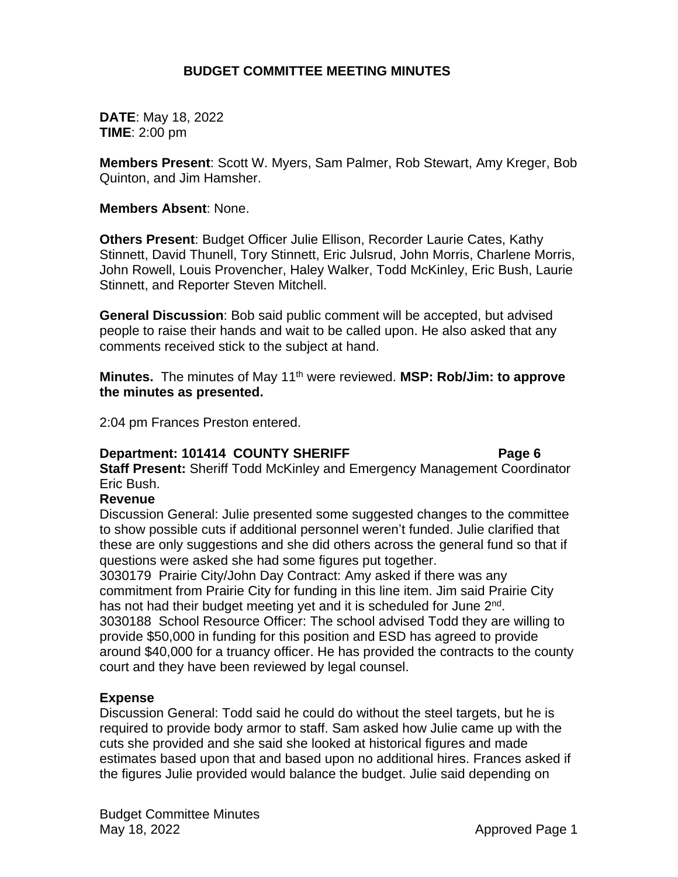# BUDGET COMMITTEE MEETING MINUTES

**DATE**: May 18, 2022
**TIME**: 2:00 pm

**Members Present**: Scott W. Myers, Sam Palmer, Rob Stewart, Amy Kreger, Bob Quinton, and Jim Hamsher.

**Members Absent**: None.

**Others Present**: Budget Officer Julie Ellison, Recorder Laurie Cates, Kathy Stinnett, David Thunell, Tory Stinnett, Eric Julsrud, John Morris, Charlene Morris, John Rowell, Louis Provencher, Haley Walker, Todd McKinley, Eric Bush, Laurie Stinnett, and Reporter Steven Mitchell.

**General Discussion**: Bob said public comment will be accepted, but advised people to raise their hands and wait to be called upon. He also asked that any comments received stick to the subject at hand.

**Minutes.** The minutes of May 11th were reviewed. **MSP: Rob/Jim: to approve the minutes as presented.**

2:04 pm Frances Preston entered.

**Department: 101414 COUNTY SHERIFF Page 6**
**Staff Present:** Sheriff Todd McKinley and Emergency Management Coordinator Eric Bush.

**Revenue**

Discussion General: Julie presented some suggested changes to the committee to show possible cuts if additional personnel weren't funded. Julie clarified that these are only suggestions and she did others across the general fund so that if questions were asked she had some figures put together.

3030179 Prairie City/John Day Contract: Amy asked if there was any commitment from Prairie City for funding in this line item. Jim said Prairie City has not had their budget meeting yet and it is scheduled for June 2nd.

3030188 School Resource Officer: The school advised Todd they are willing to provide $50,000 in funding for this position and ESD has agreed to provide around $40,000 for a truancy officer. He has provided the contracts to the county court and they have been reviewed by legal counsel.

**Expense**

Discussion General: Todd said he could do without the steel targets, but he is required to provide body armor to staff. Sam asked how Julie came up with the cuts she provided and she said she looked at historical figures and made estimates based upon that and based upon no additional hires. Frances asked if the figures Julie provided would balance the budget. Julie said depending on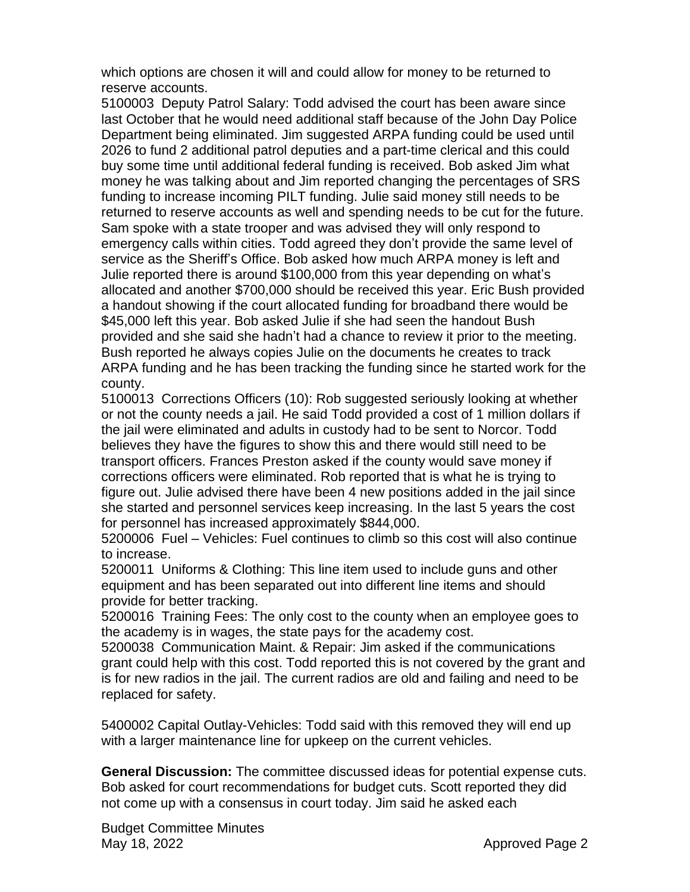which options are chosen it will and could allow for money to be returned to reserve accounts.

5100003 Deputy Patrol Salary: Todd advised the court has been aware since last October that he would need additional staff because of the John Day Police Department being eliminated. Jim suggested ARPA funding could be used until 2026 to fund 2 additional patrol deputies and a part-time clerical and this could buy some time until additional federal funding is received. Bob asked Jim what money he was talking about and Jim reported changing the percentages of SRS funding to increase incoming PILT funding. Julie said money still needs to be returned to reserve accounts as well and spending needs to be cut for the future. Sam spoke with a state trooper and was advised they will only respond to emergency calls within cities. Todd agreed they don't provide the same level of service as the Sheriff's Office. Bob asked how much ARPA money is left and Julie reported there is around $100,000 from this year depending on what's allocated and another $700,000 should be received this year. Eric Bush provided a handout showing if the court allocated funding for broadband there would be $45,000 left this year. Bob asked Julie if she had seen the handout Bush provided and she said she hadn't had a chance to review it prior to the meeting. Bush reported he always copies Julie on the documents he creates to track ARPA funding and he has been tracking the funding since he started work for the county.

5100013 Corrections Officers (10): Rob suggested seriously looking at whether or not the county needs a jail. He said Todd provided a cost of 1 million dollars if the jail were eliminated and adults in custody had to be sent to Norcor. Todd believes they have the figures to show this and there would still need to be transport officers. Frances Preston asked if the county would save money if corrections officers were eliminated. Rob reported that is what he is trying to figure out. Julie advised there have been 4 new positions added in the jail since she started and personnel services keep increasing. In the last 5 years the cost for personnel has increased approximately $844,000.

5200006 Fuel – Vehicles: Fuel continues to climb so this cost will also continue to increase.

5200011 Uniforms & Clothing: This line item used to include guns and other equipment and has been separated out into different line items and should provide for better tracking.

5200016 Training Fees: The only cost to the county when an employee goes to the academy is in wages, the state pays for the academy cost.

5200038 Communication Maint. & Repair: Jim asked if the communications grant could help with this cost. Todd reported this is not covered by the grant and is for new radios in the jail. The current radios are old and failing and need to be replaced for safety.

5400002 Capital Outlay-Vehicles: Todd said with this removed they will end up with a larger maintenance line for upkeep on the current vehicles.

**General Discussion:** The committee discussed ideas for potential expense cuts. Bob asked for court recommendations for budget cuts. Scott reported they did not come up with a consensus in court today. Jim said he asked each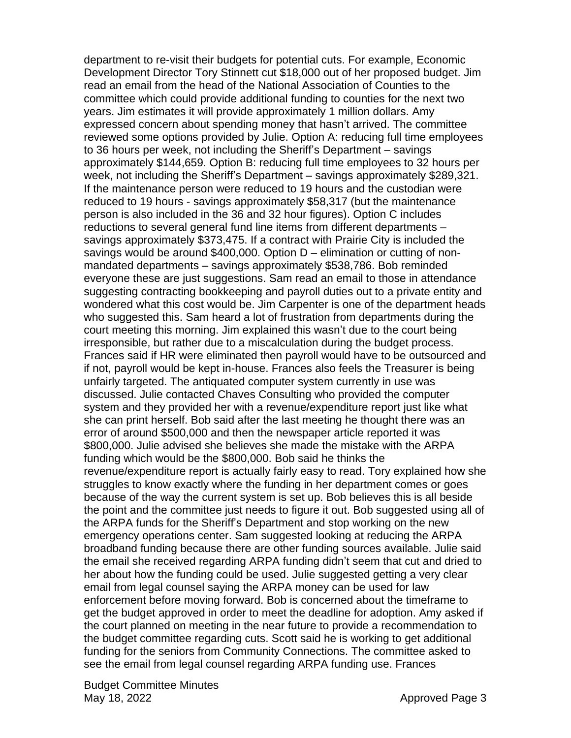department to re-visit their budgets for potential cuts. For example, Economic Development Director Tory Stinnett cut $18,000 out of her proposed budget. Jim read an email from the head of the National Association of Counties to the committee which could provide additional funding to counties for the next two years. Jim estimates it will provide approximately 1 million dollars. Amy expressed concern about spending money that hasn't arrived. The committee reviewed some options provided by Julie. Option A: reducing full time employees to 36 hours per week, not including the Sheriff's Department – savings approximately $144,659. Option B: reducing full time employees to 32 hours per week, not including the Sheriff's Department – savings approximately $289,321. If the maintenance person were reduced to 19 hours and the custodian were reduced to 19 hours - savings approximately $58,317 (but the maintenance person is also included in the 36 and 32 hour figures). Option C includes reductions to several general fund line items from different departments – savings approximately $373,475. If a contract with Prairie City is included the savings would be around $400,000. Option D – elimination or cutting of non-mandated departments – savings approximately $538,786. Bob reminded everyone these are just suggestions. Sam read an email to those in attendance suggesting contracting bookkeeping and payroll duties out to a private entity and wondered what this cost would be. Jim Carpenter is one of the department heads who suggested this. Sam heard a lot of frustration from departments during the court meeting this morning. Jim explained this wasn't due to the court being irresponsible, but rather due to a miscalculation during the budget process. Frances said if HR were eliminated then payroll would have to be outsourced and if not, payroll would be kept in-house. Frances also feels the Treasurer is being unfairly targeted. The antiquated computer system currently in use was discussed. Julie contacted Chaves Consulting who provided the computer system and they provided her with a revenue/expenditure report just like what she can print herself. Bob said after the last meeting he thought there was an error of around $500,000 and then the newspaper article reported it was $800,000. Julie advised she believes she made the mistake with the ARPA funding which would be the $800,000. Bob said he thinks the revenue/expenditure report is actually fairly easy to read. Tory explained how she struggles to know exactly where the funding in her department comes or goes because of the way the current system is set up. Bob believes this is all beside the point and the committee just needs to figure it out. Bob suggested using all of the ARPA funds for the Sheriff's Department and stop working on the new emergency operations center. Sam suggested looking at reducing the ARPA broadband funding because there are other funding sources available. Julie said the email she received regarding ARPA funding didn't seem that cut and dried to her about how the funding could be used. Julie suggested getting a very clear email from legal counsel saying the ARPA money can be used for law enforcement before moving forward. Bob is concerned about the timeframe to get the budget approved in order to meet the deadline for adoption. Amy asked if the court planned on meeting in the near future to provide a recommendation to the budget committee regarding cuts. Scott said he is working to get additional funding for the seniors from Community Connections. The committee asked to see the email from legal counsel regarding ARPA funding use. Frances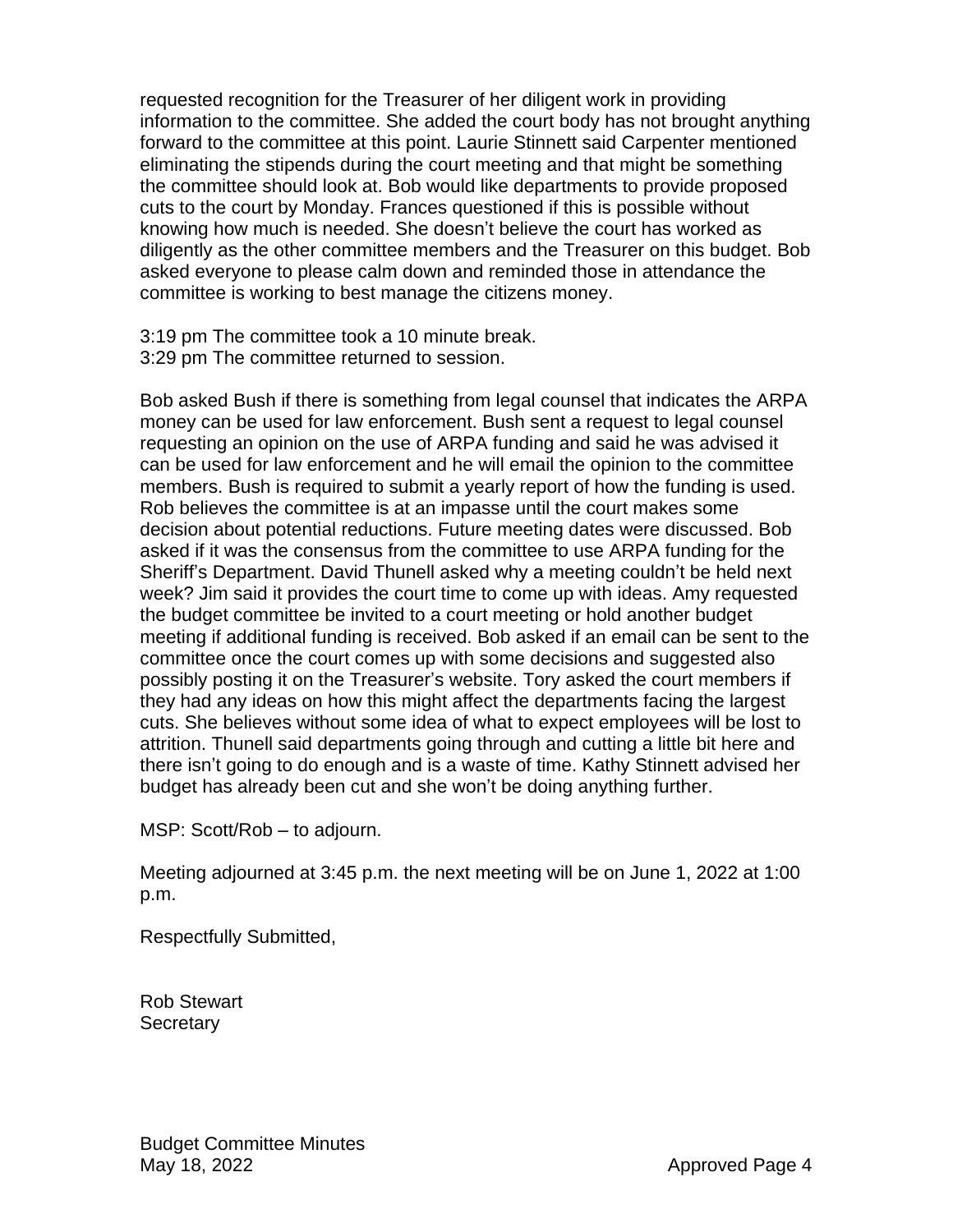requested recognition for the Treasurer of her diligent work in providing information to the committee. She added the court body has not brought anything forward to the committee at this point. Laurie Stinnett said Carpenter mentioned eliminating the stipends during the court meeting and that might be something the committee should look at. Bob would like departments to provide proposed cuts to the court by Monday. Frances questioned if this is possible without knowing how much is needed. She doesn't believe the court has worked as diligently as the other committee members and the Treasurer on this budget. Bob asked everyone to please calm down and reminded those in attendance the committee is working to best manage the citizens money.

3:19 pm The committee took a 10 minute break.
3:29 pm The committee returned to session.

Bob asked Bush if there is something from legal counsel that indicates the ARPA money can be used for law enforcement. Bush sent a request to legal counsel requesting an opinion on the use of ARPA funding and said he was advised it can be used for law enforcement and he will email the opinion to the committee members. Bush is required to submit a yearly report of how the funding is used. Rob believes the committee is at an impasse until the court makes some decision about potential reductions. Future meeting dates were discussed. Bob asked if it was the consensus from the committee to use ARPA funding for the Sheriff's Department. David Thunell asked why a meeting couldn't be held next week? Jim said it provides the court time to come up with ideas. Amy requested the budget committee be invited to a court meeting or hold another budget meeting if additional funding is received. Bob asked if an email can be sent to the committee once the court comes up with some decisions and suggested also possibly posting it on the Treasurer's website. Tory asked the court members if they had any ideas on how this might affect the departments facing the largest cuts. She believes without some idea of what to expect employees will be lost to attrition. Thunell said departments going through and cutting a little bit here and there isn't going to do enough and is a waste of time. Kathy Stinnett advised her budget has already been cut and she won't be doing anything further.

MSP: Scott/Rob – to adjourn.

Meeting adjourned at 3:45 p.m. the next meeting will be on June 1, 2022 at 1:00 p.m.

Respectfully Submitted,

Rob Stewart
Secretary